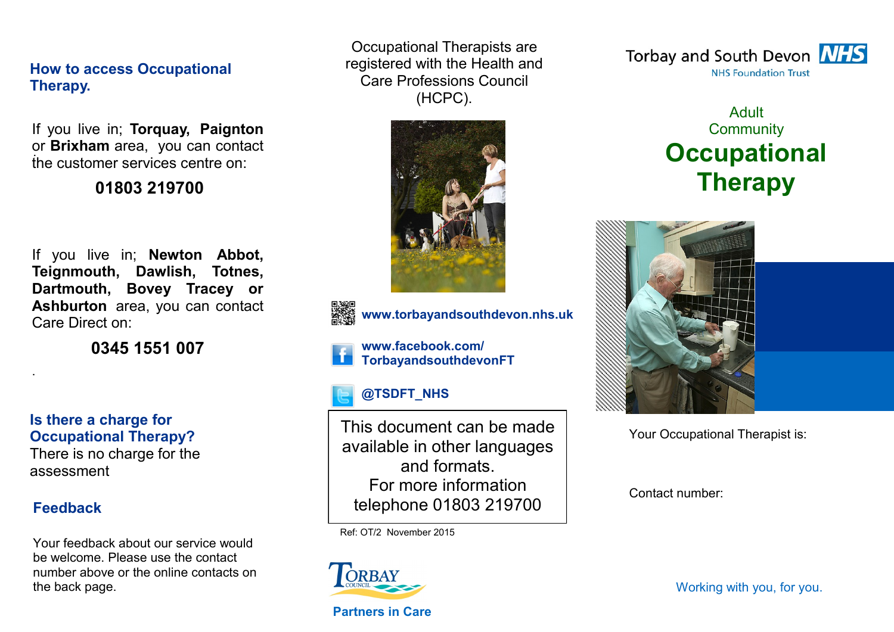## How to access Occupational Therapy.

If you live in; **Torquay, Paignton** or **Brixham** area, you can contact the customer services centre on:

**01803 219700**

If you live in; **Newton Abbot, Teignmouth, Dawlish, Totnes, Dartmouth, Bovey Tracey or Ashburton** area, you can contact Care Direct on:

**0345 1551 007**

## Is there a charge for Occupational Therapy?

There is no charge for the assessment

## Feedback

Your feedback about our service would be welcome. Please use the contact number above or the online contacts on the back page.

Occupational Therapists are registered with the Health and Care Professions Council (HCPC).

**www.torbayandsouthdevon.nhs.uk**

**www.facebook.com/TorbayandsouthdevonFT**

**@TSDFT_NHS**

This document can be made available in other languages and formats.
For more information telephone 01803 219700

Ref: OT/2 November 2015

TORBAY COUNCIL

**Partners in Care**

Torbay and South Devon NHS
NHS Foundation Trust

Adult Community

# Occupational Therapy

Your Occupational Therapist is:

Contact number:

Working with you, for you.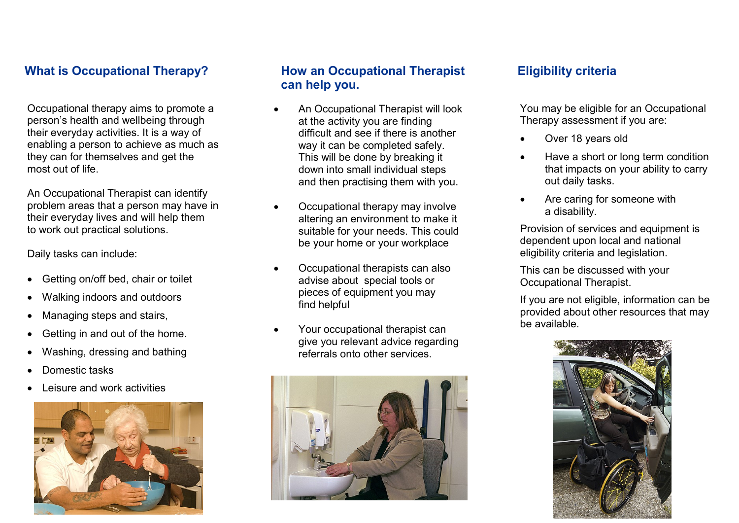## What is Occupational Therapy?

Occupational therapy aims to promote a person's health and wellbeing through their everyday activities. It is a way of enabling a person to achieve as much as they can for themselves and get the most out of life.

An Occupational Therapist can identify problem areas that a person may have in their everyday lives and will help them to work out practical solutions.

Daily tasks can include:

- Getting on/off bed, chair or toilet
- Walking indoors and outdoors
- Managing steps and stairs,
- Getting in and out of the home.
- Washing, dressing and bathing
- Domestic tasks
- Leisure and work activities

## How an Occupational Therapist can help you.

- An Occupational Therapist will look at the activity you are finding difficult and see if there is another way it can be completed safely. This will be done by breaking it down into small individual steps and then practising them with you.
- Occupational therapy may involve altering an environment to make it suitable for your needs. This could be your home or your workplace
- Occupational therapists can also advise about special tools or pieces of equipment you may find helpful
- Your occupational therapist can give you relevant advice regarding referrals onto other services.

## Eligibility criteria

You may be eligible for an Occupational Therapy assessment if you are:

- Over 18 years old
- Have a short or long term condition that impacts on your ability to carry out daily tasks.
- Are caring for someone with a disability.

Provision of services and equipment is dependent upon local and national eligibility criteria and legislation.

This can be discussed with your Occupational Therapist.

If you are not eligible, information can be provided about other resources that may be available.